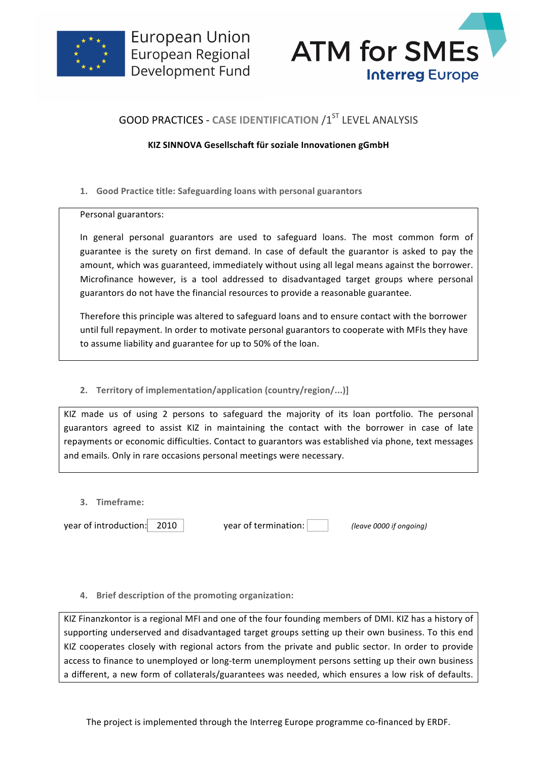European Union
European Regional
Development Fund

ATM for SMEs
Interreg Europe

## GOOD PRACTICES - CASE IDENTIFICATION /1[ST] LEVEL ANALYSIS

**KIZ SINNOVA Gesellschaft für soziale Innovationen gGmbH**

### 1. Good Practice title: Safeguarding loans with personal guarantors

Personal guarantors:

In general personal guarantors are used to safeguard loans. The most common form of guarantee is the surety on first demand. In case of default the guarantor is asked to pay the amount, which was guaranteed, immediately without using all legal means against the borrower. Microfinance however, is a tool addressed to disadvantaged target groups where personal guarantors do not have the financial resources to provide a reasonable guarantee.

Therefore this principle was altered to safeguard loans and to ensure contact with the borrower until full repayment. In order to motivate personal guarantors to cooperate with MFIs they have to assume liability and guarantee for up to 50% of the loan.

### 2. Territory of implementation/application (country/region/...)]

KIZ made us of using 2 persons to safeguard the majority of its loan portfolio. The personal guarantors agreed to assist KIZ in maintaining the contact with the borrower in case of late repayments or economic difficulties. Contact to guarantors was established via phone, text messages and emails. Only in rare occasions personal meetings were necessary.

### 3. Timeframe:

year of introduction: 2010 year of termination: *(leave 0000 if ongoing)*

### 4. Brief description of the promoting organization:

KIZ Finanzkontor is a regional MFI and one of the four founding members of DMI. KIZ has a history of supporting underserved and disadvantaged target groups setting up their own business. To this end KIZ cooperates closely with regional actors from the private and public sector. In order to provide access to finance to unemployed or long-term unemployment persons setting up their own business a different, a new form of collaterals/guarantees was needed, which ensures a low risk of defaults.

The project is implemented through the Interreg Europe programme co-financed by ERDF.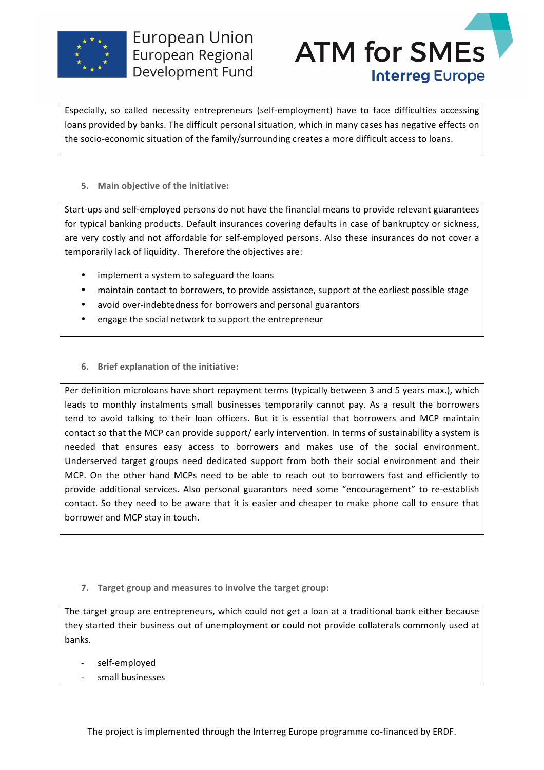Especially, so called necessity entrepreneurs (self-employment) have to face difficulties accessing loans provided by banks. The difficult personal situation, which in many cases has negative effects on the socio-economic situation of the family/surrounding creates a more difficult access to loans.

5. **Main objective of the initiative:**

Start-ups and self-employed persons do not have the financial means to provide relevant guarantees for typical banking products. Default insurances covering defaults in case of bankruptcy or sickness, are very costly and not affordable for self-employed persons. Also these insurances do not cover a temporarily lack of liquidity. Therefore the objectives are:

- implement a system to safeguard the loans
- maintain contact to borrowers, to provide assistance, support at the earliest possible stage
- avoid over-indebtedness for borrowers and personal guarantors
- engage the social network to support the entrepreneur

6. **Brief explanation of the initiative:**

Per definition microloans have short repayment terms (typically between 3 and 5 years max.), which leads to monthly instalments small businesses temporarily cannot pay. As a result the borrowers tend to avoid talking to their loan officers. But it is essential that borrowers and MCP maintain contact so that the MCP can provide support/ early intervention. In terms of sustainability a system is needed that ensures easy access to borrowers and makes use of the social environment. Underserved target groups need dedicated support from both their social environment and their MCP. On the other hand MCPs need to be able to reach out to borrowers fast and efficiently to provide additional services. Also personal guarantors need some "encouragement" to re-establish contact. So they need to be aware that it is easier and cheaper to make phone call to ensure that borrower and MCP stay in touch.

7. **Target group and measures to involve the target group:**

The target group are entrepreneurs, which could not get a loan at a traditional bank either because they started their business out of unemployment or could not provide collaterals commonly used at banks.

- self-employed
- small businesses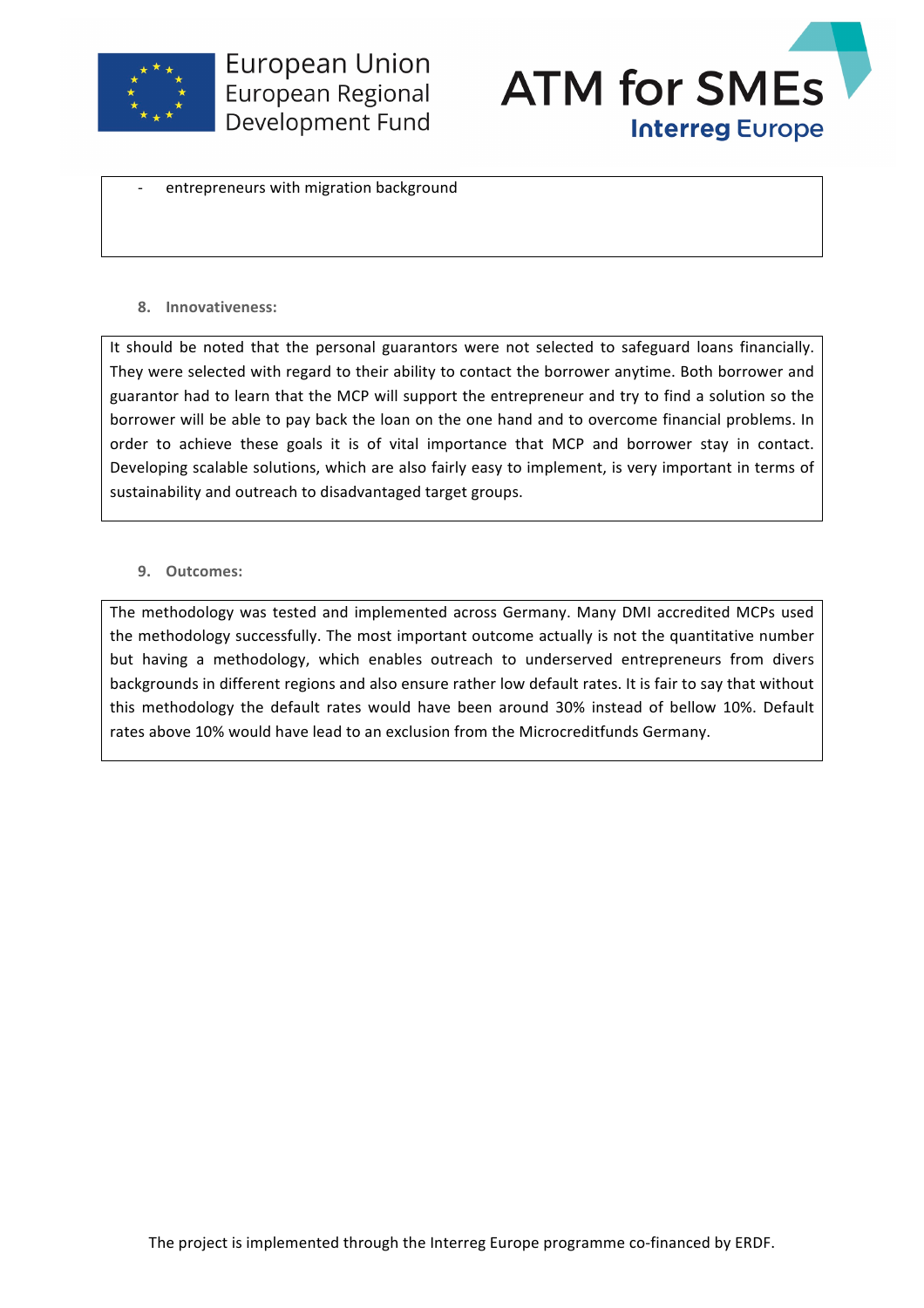- entrepreneurs with migration background

8. **Innovativeness:**

It should be noted that the personal guarantors were not selected to safeguard loans financially. They were selected with regard to their ability to contact the borrower anytime. Both borrower and guarantor had to learn that the MCP will support the entrepreneur and try to find a solution so the borrower will be able to pay back the loan on the one hand and to overcome financial problems. In order to achieve these goals it is of vital importance that MCP and borrower stay in contact. Developing scalable solutions, which are also fairly easy to implement, is very important in terms of sustainability and outreach to disadvantaged target groups.

9. **Outcomes:**

The methodology was tested and implemented across Germany. Many DMI accredited MCPs used the methodology successfully. The most important outcome actually is not the quantitative number but having a methodology, which enables outreach to underserved entrepreneurs from divers backgrounds in different regions and also ensure rather low default rates. It is fair to say that without this methodology the default rates would have been around 30% instead of bellow 10%. Default rates above 10% would have lead to an exclusion from the Microcreditfunds Germany.